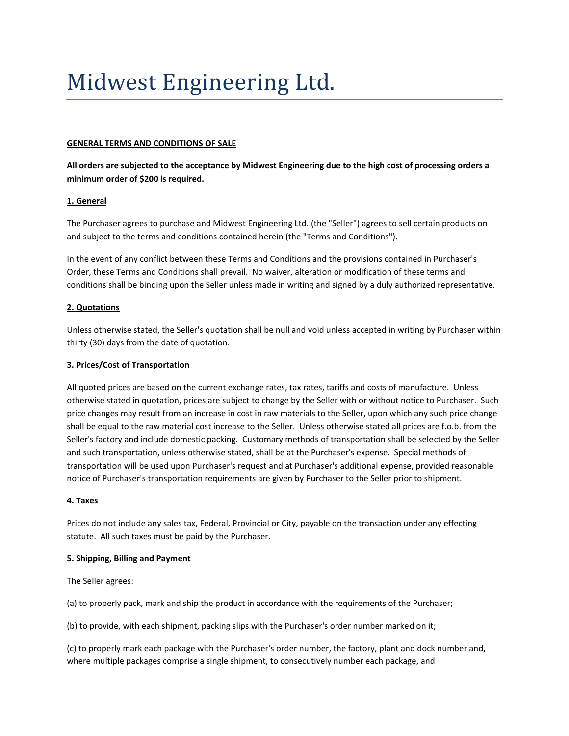# Midwest Engineering Ltd.

**GENERAL TERMS AND CONDITIONS OF SALE**

**All orders are subjected to the acceptance by Midwest Engineering due to the high cost of processing orders a minimum order of $200 is required.**

**1. General**

The Purchaser agrees to purchase and Midwest Engineering Ltd. (the "Seller") agrees to sell certain products on and subject to the terms and conditions contained herein (the "Terms and Conditions").

In the event of any conflict between these Terms and Conditions and the provisions contained in Purchaser's Order, these Terms and Conditions shall prevail. No waiver, alteration or modification of these terms and conditions shall be binding upon the Seller unless made in writing and signed by a duly authorized representative.

**2. Quotations**

Unless otherwise stated, the Seller's quotation shall be null and void unless accepted in writing by Purchaser within thirty (30) days from the date of quotation.

**3. Prices/Cost of Transportation**

All quoted prices are based on the current exchange rates, tax rates, tariffs and costs of manufacture. Unless otherwise stated in quotation, prices are subject to change by the Seller with or without notice to Purchaser. Such price changes may result from an increase in cost in raw materials to the Seller, upon which any such price change shall be equal to the raw material cost increase to the Seller. Unless otherwise stated all prices are f.o.b. from the Seller's factory and include domestic packing. Customary methods of transportation shall be selected by the Seller and such transportation, unless otherwise stated, shall be at the Purchaser's expense. Special methods of transportation will be used upon Purchaser's request and at Purchaser's additional expense, provided reasonable notice of Purchaser's transportation requirements are given by Purchaser to the Seller prior to shipment.

**4. Taxes**

Prices do not include any sales tax, Federal, Provincial or City, payable on the transaction under any effecting statute. All such taxes must be paid by the Purchaser.

**5. Shipping, Billing and Payment**

The Seller agrees:

(a) to properly pack, mark and ship the product in accordance with the requirements of the Purchaser;

(b) to provide, with each shipment, packing slips with the Purchaser's order number marked on it;

(c) to properly mark each package with the Purchaser's order number, the factory, plant and dock number and, where multiple packages comprise a single shipment, to consecutively number each package, and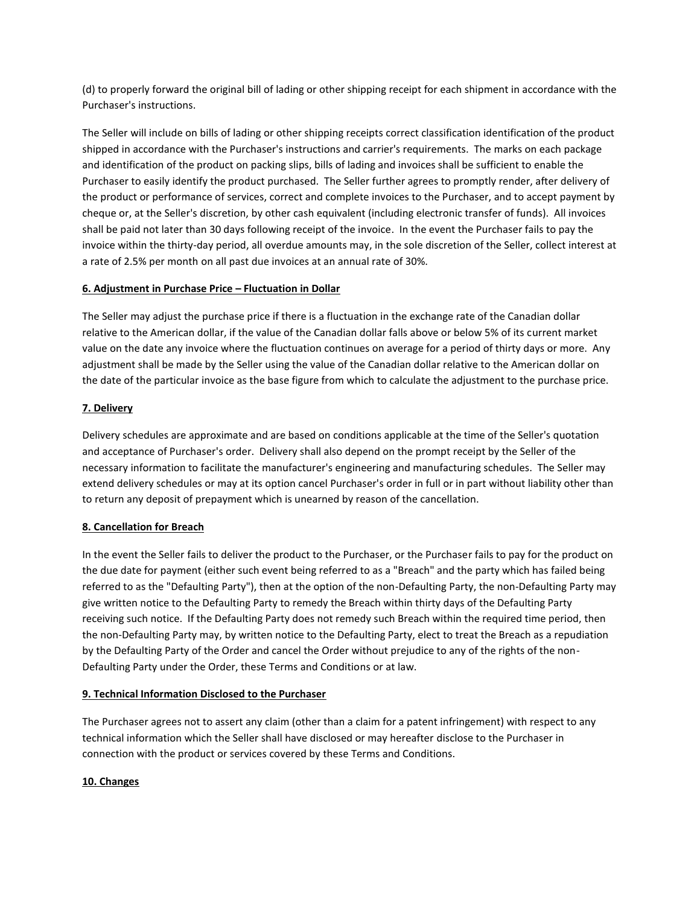(d) to properly forward the original bill of lading or other shipping receipt for each shipment in accordance with the Purchaser's instructions.

The Seller will include on bills of lading or other shipping receipts correct classification identification of the product shipped in accordance with the Purchaser's instructions and carrier's requirements. The marks on each package and identification of the product on packing slips, bills of lading and invoices shall be sufficient to enable the Purchaser to easily identify the product purchased. The Seller further agrees to promptly render, after delivery of the product or performance of services, correct and complete invoices to the Purchaser, and to accept payment by cheque or, at the Seller's discretion, by other cash equivalent (including electronic transfer of funds). All invoices shall be paid not later than 30 days following receipt of the invoice. In the event the Purchaser fails to pay the invoice within the thirty-day period, all overdue amounts may, in the sole discretion of the Seller, collect interest at a rate of 2.5% per month on all past due invoices at an annual rate of 30%.

**6. Adjustment in Purchase Price – Fluctuation in Dollar**

The Seller may adjust the purchase price if there is a fluctuation in the exchange rate of the Canadian dollar relative to the American dollar, if the value of the Canadian dollar falls above or below 5% of its current market value on the date any invoice where the fluctuation continues on average for a period of thirty days or more. Any adjustment shall be made by the Seller using the value of the Canadian dollar relative to the American dollar on the date of the particular invoice as the base figure from which to calculate the adjustment to the purchase price.

**7. Delivery**

Delivery schedules are approximate and are based on conditions applicable at the time of the Seller's quotation and acceptance of Purchaser's order. Delivery shall also depend on the prompt receipt by the Seller of the necessary information to facilitate the manufacturer's engineering and manufacturing schedules. The Seller may extend delivery schedules or may at its option cancel Purchaser's order in full or in part without liability other than to return any deposit of prepayment which is unearned by reason of the cancellation.

**8. Cancellation for Breach**

In the event the Seller fails to deliver the product to the Purchaser, or the Purchaser fails to pay for the product on the due date for payment (either such event being referred to as a "Breach" and the party which has failed being referred to as the "Defaulting Party"), then at the option of the non-Defaulting Party, the non-Defaulting Party may give written notice to the Defaulting Party to remedy the Breach within thirty days of the Defaulting Party receiving such notice. If the Defaulting Party does not remedy such Breach within the required time period, then the non-Defaulting Party may, by written notice to the Defaulting Party, elect to treat the Breach as a repudiation by the Defaulting Party of the Order and cancel the Order without prejudice to any of the rights of the non-Defaulting Party under the Order, these Terms and Conditions or at law.

**9. Technical Information Disclosed to the Purchaser**

The Purchaser agrees not to assert any claim (other than a claim for a patent infringement) with respect to any technical information which the Seller shall have disclosed or may hereafter disclose to the Purchaser in connection with the product or services covered by these Terms and Conditions.

**10. Changes**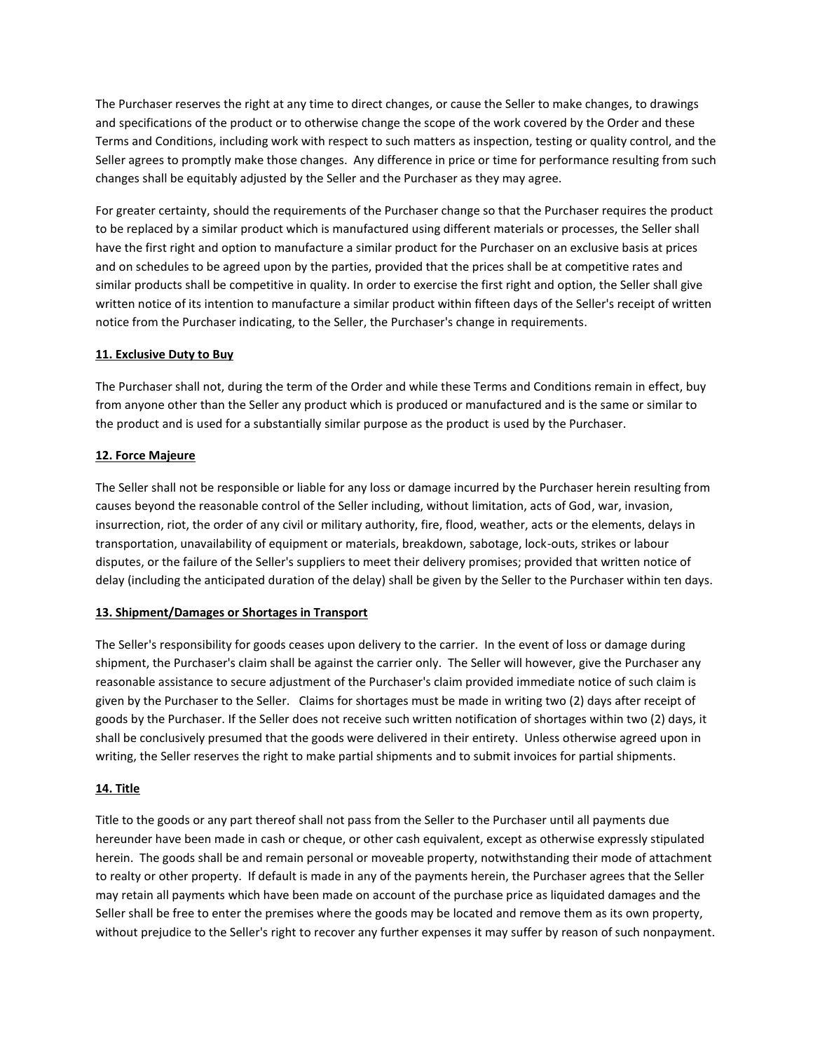The Purchaser reserves the right at any time to direct changes, or cause the Seller to make changes, to drawings and specifications of the product or to otherwise change the scope of the work covered by the Order and these Terms and Conditions, including work with respect to such matters as inspection, testing or quality control, and the Seller agrees to promptly make those changes. Any difference in price or time for performance resulting from such changes shall be equitably adjusted by the Seller and the Purchaser as they may agree.

For greater certainty, should the requirements of the Purchaser change so that the Purchaser requires the product to be replaced by a similar product which is manufactured using different materials or processes, the Seller shall have the first right and option to manufacture a similar product for the Purchaser on an exclusive basis at prices and on schedules to be agreed upon by the parties, provided that the prices shall be at competitive rates and similar products shall be competitive in quality. In order to exercise the first right and option, the Seller shall give written notice of its intention to manufacture a similar product within fifteen days of the Seller's receipt of written notice from the Purchaser indicating, to the Seller, the Purchaser's change in requirements.

**11. Exclusive Duty to Buy**

The Purchaser shall not, during the term of the Order and while these Terms and Conditions remain in effect, buy from anyone other than the Seller any product which is produced or manufactured and is the same or similar to the product and is used for a substantially similar purpose as the product is used by the Purchaser.

**12. Force Majeure**

The Seller shall not be responsible or liable for any loss or damage incurred by the Purchaser herein resulting from causes beyond the reasonable control of the Seller including, without limitation, acts of God, war, invasion, insurrection, riot, the order of any civil or military authority, fire, flood, weather, acts or the elements, delays in transportation, unavailability of equipment or materials, breakdown, sabotage, lock-outs, strikes or labour disputes, or the failure of the Seller's suppliers to meet their delivery promises; provided that written notice of delay (including the anticipated duration of the delay) shall be given by the Seller to the Purchaser within ten days.

**13. Shipment/Damages or Shortages in Transport**

The Seller's responsibility for goods ceases upon delivery to the carrier. In the event of loss or damage during shipment, the Purchaser's claim shall be against the carrier only. The Seller will however, give the Purchaser any reasonable assistance to secure adjustment of the Purchaser's claim provided immediate notice of such claim is given by the Purchaser to the Seller. Claims for shortages must be made in writing two (2) days after receipt of goods by the Purchaser. If the Seller does not receive such written notification of shortages within two (2) days, it shall be conclusively presumed that the goods were delivered in their entirety. Unless otherwise agreed upon in writing, the Seller reserves the right to make partial shipments and to submit invoices for partial shipments.

**14. Title**

Title to the goods or any part thereof shall not pass from the Seller to the Purchaser until all payments due hereunder have been made in cash or cheque, or other cash equivalent, except as otherwise expressly stipulated herein. The goods shall be and remain personal or moveable property, notwithstanding their mode of attachment to realty or other property. If default is made in any of the payments herein, the Purchaser agrees that the Seller may retain all payments which have been made on account of the purchase price as liquidated damages and the Seller shall be free to enter the premises where the goods may be located and remove them as its own property, without prejudice to the Seller's right to recover any further expenses it may suffer by reason of such nonpayment.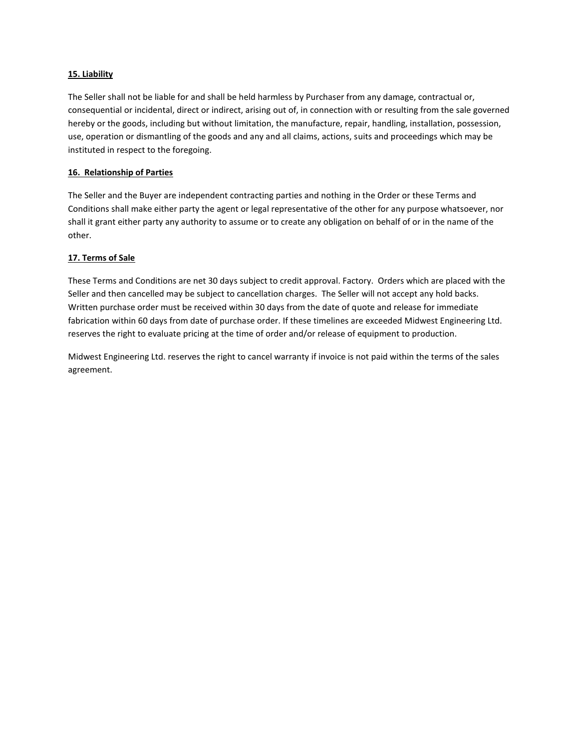**15. Liability**

The Seller shall not be liable for and shall be held harmless by Purchaser from any damage, contractual or, consequential or incidental, direct or indirect, arising out of, in connection with or resulting from the sale governed hereby or the goods, including but without limitation, the manufacture, repair, handling, installation, possession, use, operation or dismantling of the goods and any and all claims, actions, suits and proceedings which may be instituted in respect to the foregoing.

**16. Relationship of Parties**

The Seller and the Buyer are independent contracting parties and nothing in the Order or these Terms and Conditions shall make either party the agent or legal representative of the other for any purpose whatsoever, nor shall it grant either party any authority to assume or to create any obligation on behalf of or in the name of the other.

**17. Terms of Sale**

These Terms and Conditions are net 30 days subject to credit approval. Factory. Orders which are placed with the Seller and then cancelled may be subject to cancellation charges. The Seller will not accept any hold backs. Written purchase order must be received within 30 days from the date of quote and release for immediate fabrication within 60 days from date of purchase order. If these timelines are exceeded Midwest Engineering Ltd. reserves the right to evaluate pricing at the time of order and/or release of equipment to production.

Midwest Engineering Ltd. reserves the right to cancel warranty if invoice is not paid within the terms of the sales agreement.